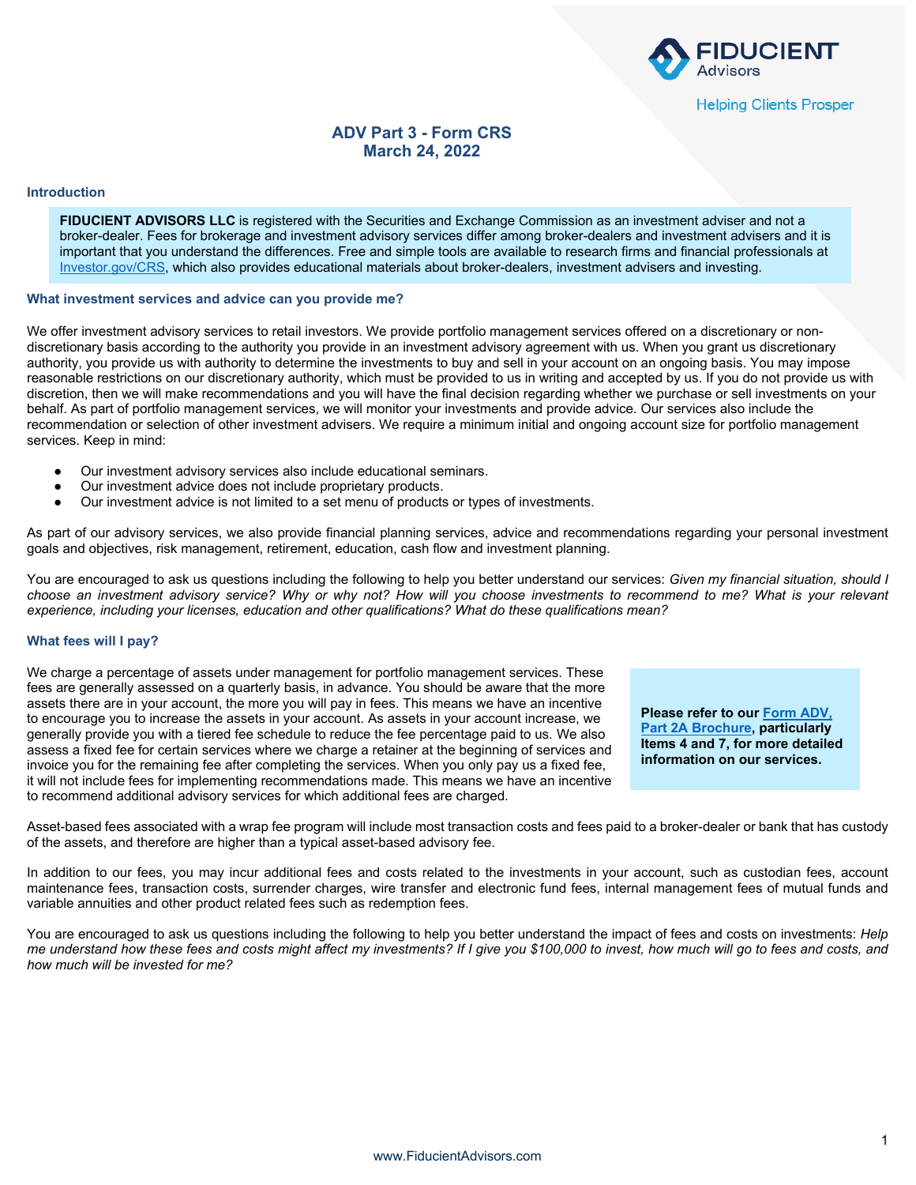FIDUCIENT Advisors

Helping Clients Prosper

# ADV Part 3 - Form CRS
## March 24, 2022

### Introduction

**FIDUCIENT ADVISORS LLC** is registered with the Securities and Exchange Commission as an investment adviser and not a broker-dealer. Fees for brokerage and investment advisory services differ among broker-dealers and investment advisers and it is important that you understand the differences. Free and simple tools are available to research firms and financial professionals at [Investor.gov/CRS](https://www.investor.gov/CRS), which also provides educational materials about broker-dealers, investment advisers and investing.

### What investment services and advice can you provide me?

We offer investment advisory services to retail investors. We provide portfolio management services offered on a discretionary or non-discretionary basis according to the authority you provide in an investment advisory agreement with us. When you grant us discretionary authority, you provide us with authority to determine the investments to buy and sell in your account on an ongoing basis. You may impose reasonable restrictions on our discretionary authority, which must be provided to us in writing and accepted by us. If you do not provide us with discretion, then we will make recommendations and you will have the final decision regarding whether we purchase or sell investments on your behalf. As part of portfolio management services, we will monitor your investments and provide advice. Our services also include the recommendation or selection of other investment advisers. We require a minimum initial and ongoing account size for portfolio management services. Keep in mind:

- Our investment advisory services also include educational seminars.
- Our investment advice does not include proprietary products.
- Our investment advice is not limited to a set menu of products or types of investments.

As part of our advisory services, we also provide financial planning services, advice and recommendations regarding your personal investment goals and objectives, risk management, retirement, education, cash flow and investment planning.

You are encouraged to ask us questions including the following to help you better understand our services: *Given my financial situation, should I choose an investment advisory service? Why or why not? How will you choose investments to recommend to me? What is your relevant experience, including your licenses, education and other qualifications? What do these qualifications mean?*

### What fees will I pay?

We charge a percentage of assets under management for portfolio management services. These fees are generally assessed on a quarterly basis, in advance. You should be aware that the more assets there are in your account, the more you will pay in fees. This means we have an incentive to encourage you to increase the assets in your account. As assets in your account increase, we generally provide you with a tiered fee schedule to reduce the fee percentage paid to us. We also assess a fixed fee for certain services where we charge a retainer at the beginning of services and invoice you for the remaining fee after completing the services. When you only pay us a fixed fee, it will not include fees for implementing recommendations made. This means we have an incentive to recommend additional advisory services for which additional fees are charged.

**Please refer to our Form ADV, Part 2A Brochure, particularly Items 4 and 7, for more detailed information on our services.**

Asset-based fees associated with a wrap fee program will include most transaction costs and fees paid to a broker-dealer or bank that has custody of the assets, and therefore are higher than a typical asset-based advisory fee.

In addition to our fees, you may incur additional fees and costs related to the investments in your account, such as custodian fees, account maintenance fees, transaction costs, surrender charges, wire transfer and electronic fund fees, internal management fees of mutual funds and variable annuities and other product related fees such as redemption fees.

You are encouraged to ask us questions including the following to help you better understand the impact of fees and costs on investments: *Help me understand how these fees and costs might affect my investments? If I give you $100,000 to invest, how much will go to fees and costs, and how much will be invested for me?*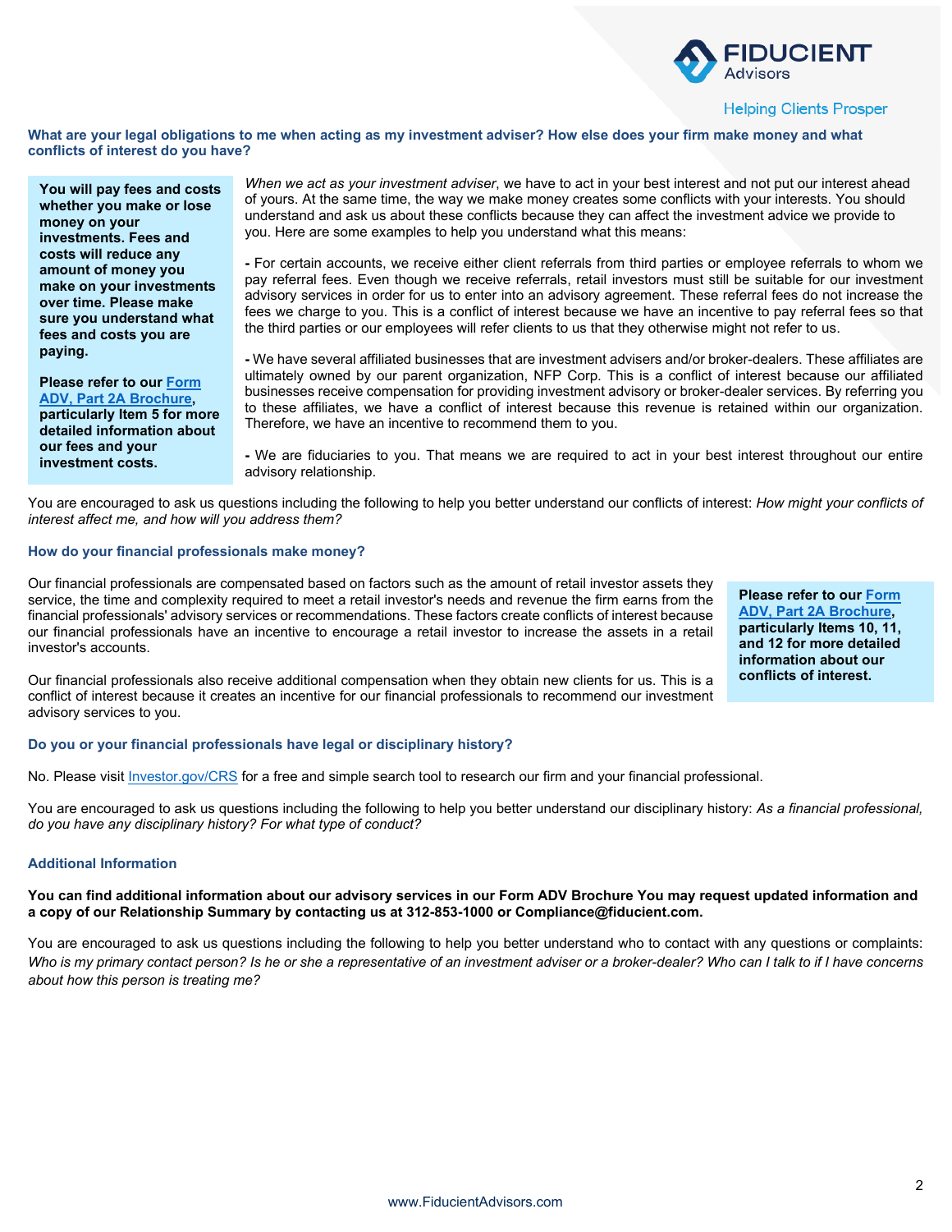**What are your legal obligations to me when acting as my investment adviser? How else does your firm make money and what conflicts of interest do you have?**

**You will pay fees and costs whether you make or lose money on your investments. Fees and costs will reduce any amount of money you make on your investments over time. Please make sure you understand what fees and costs you are paying.**

**Please refer to our Form ADV, Part 2A Brochure, particularly Item 5 for more detailed information about our fees and your investment costs.**

*When we act as your investment adviser*, we have to act in your best interest and not put our interest ahead of yours. At the same time, the way we make money creates some conflicts with your interests. You should understand and ask us about these conflicts because they can affect the investment advice we provide to you. Here are some examples to help you understand what this means:

**-** For certain accounts, we receive either client referrals from third parties or employee referrals to whom we pay referral fees. Even though we receive referrals, retail investors must still be suitable for our investment advisory services in order for us to enter into an advisory agreement. These referral fees do not increase the fees we charge to you. This is a conflict of interest because we have an incentive to pay referral fees so that the third parties or our employees will refer clients to us that they otherwise might not refer to us.

**-** We have several affiliated businesses that are investment advisers and/or broker-dealers. These affiliates are ultimately owned by our parent organization, NFP Corp. This is a conflict of interest because our affiliated businesses receive compensation for providing investment advisory or broker-dealer services. By referring you to these affiliates, we have a conflict of interest because this revenue is retained within our organization. Therefore, we have an incentive to recommend them to you.

**-** We are fiduciaries to you. That means we are required to act in your best interest throughout our entire advisory relationship.

You are encouraged to ask us questions including the following to help you better understand our conflicts of interest: *How might your conflicts of interest affect me, and how will you address them?*

**How do your financial professionals make money?**

Our financial professionals are compensated based on factors such as the amount of retail investor assets they service, the time and complexity required to meet a retail investor's needs and revenue the firm earns from the financial professionals' advisory services or recommendations. These factors create conflicts of interest because our financial professionals have an incentive to encourage a retail investor to increase the assets in a retail investor's accounts.

Our financial professionals also receive additional compensation when they obtain new clients for us. This is a conflict of interest because it creates an incentive for our financial professionals to recommend our investment advisory services to you.

**Please refer to our Form ADV, Part 2A Brochure, particularly Items 10, 11, and 12 for more detailed information about our conflicts of interest.**

**Do you or your financial professionals have legal or disciplinary history?**

No. Please visit Investor.gov/CRS for a free and simple search tool to research our firm and your financial professional.

You are encouraged to ask us questions including the following to help you better understand our disciplinary history: *As a financial professional, do you have any disciplinary history? For what type of conduct?*

**Additional Information**

**You can find additional information about our advisory services in our Form ADV Brochure You may request updated information and a copy of our Relationship Summary by contacting us at 312-853-1000 or Compliance@fiducient.com.**

You are encouraged to ask us questions including the following to help you better understand who to contact with any questions or complaints: *Who is my primary contact person? Is he or she a representative of an investment adviser or a broker-dealer? Who can I talk to if I have concerns about how this person is treating me?*